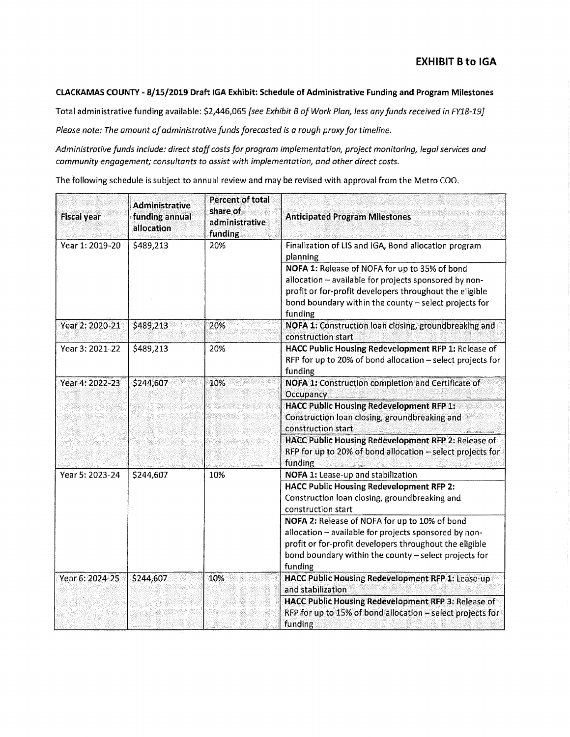# EXHIBIT B to IGA

**CLACKAMAS COUNTY - 8/15/2019 Draft IGA Exhibit: Schedule of Administrative Funding and Program Milestones**

Total administrative funding available: $2,446,065 *[see Exhibit B of Work Plan, less any funds received in FY18-19]*

*Please note: The amount of administrative funds forecasted is a rough proxy for timeline.*

*Administrative funds include: direct staff costs for program implementation, project monitoring, legal services and community engagement; consultants to assist with implementation, and other direct costs.*

The following schedule is subject to annual review and may be revised with approval from the Metro COO.

| Fiscal year | Administrative funding annual allocation | Percent of total share of administrative funding | Anticipated Program Milestones |
|---|---|---|---|
| Year 1: 2019-20 | $489,213 | 20% | Finalization of LIS and IGA, Bond allocation program planning |
| | | | **NOFA 1:** Release of NOFA for up to 35% of bond allocation – available for projects sponsored by non-profit or for-profit developers throughout the eligible bond boundary within the county – select projects for funding |
| Year 2: 2020-21 | $489,213 | 20% | **NOFA 1:** Construction loan closing, groundbreaking and construction start |
| Year 3: 2021-22 | $489,213 | 20% | **HACC Public Housing Redevelopment RFP 1:** Release of RFP for up to 20% of bond allocation – select projects for funding |
| Year 4: 2022-23 | $244,607 | 10% | **NOFA 1:** Construction completion and Certificate of Occupancy |
| | | | **HACC Public Housing Redevelopment RFP 1:** Construction loan closing, groundbreaking and construction start |
| | | | **HACC Public Housing Redevelopment RFP 2:** Release of RFP for up to 20% of bond allocation – select projects for funding |
| Year 5: 2023-24 | $244,607 | 10% | **NOFA 1:** Lease-up and stabilization |
| | | | **HACC Public Housing Redevelopment RFP 2:** Construction loan closing, groundbreaking and construction start |
| | | | **NOFA 2:** Release of NOFA for up to 10% of bond allocation – available for projects sponsored by non-profit or for-profit developers throughout the eligible bond boundary within the county – select projects for funding |
| Year 6: 2024-25 | $244,607 | 10% | **HACC Public Housing Redevelopment RFP 1:** Lease-up and stabilization |
| | | | **HACC Public Housing Redevelopment RFP 3:** Release of RFP for up to 15% of bond allocation – select projects for funding |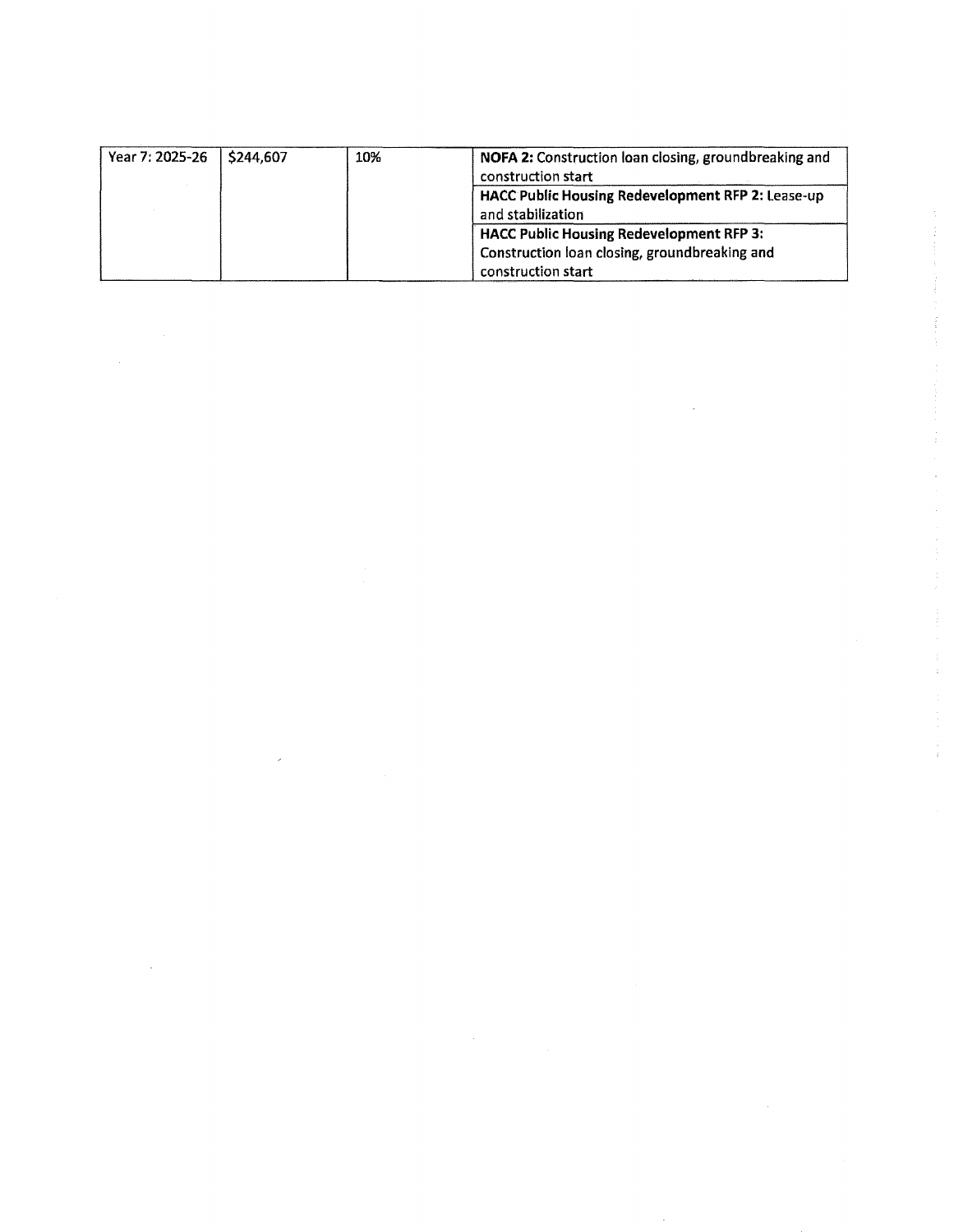| | | | |
|---|---|---|---|
| Year 7: 2025-26 | $244,607 | 10% | **NOFA 2:** Construction loan closing, groundbreaking and construction start |
| | | | **HACC Public Housing Redevelopment RFP 2:** Lease-up and stabilization |
| | | | **HACC Public Housing Redevelopment RFP 3:** Construction loan closing, groundbreaking and construction start |